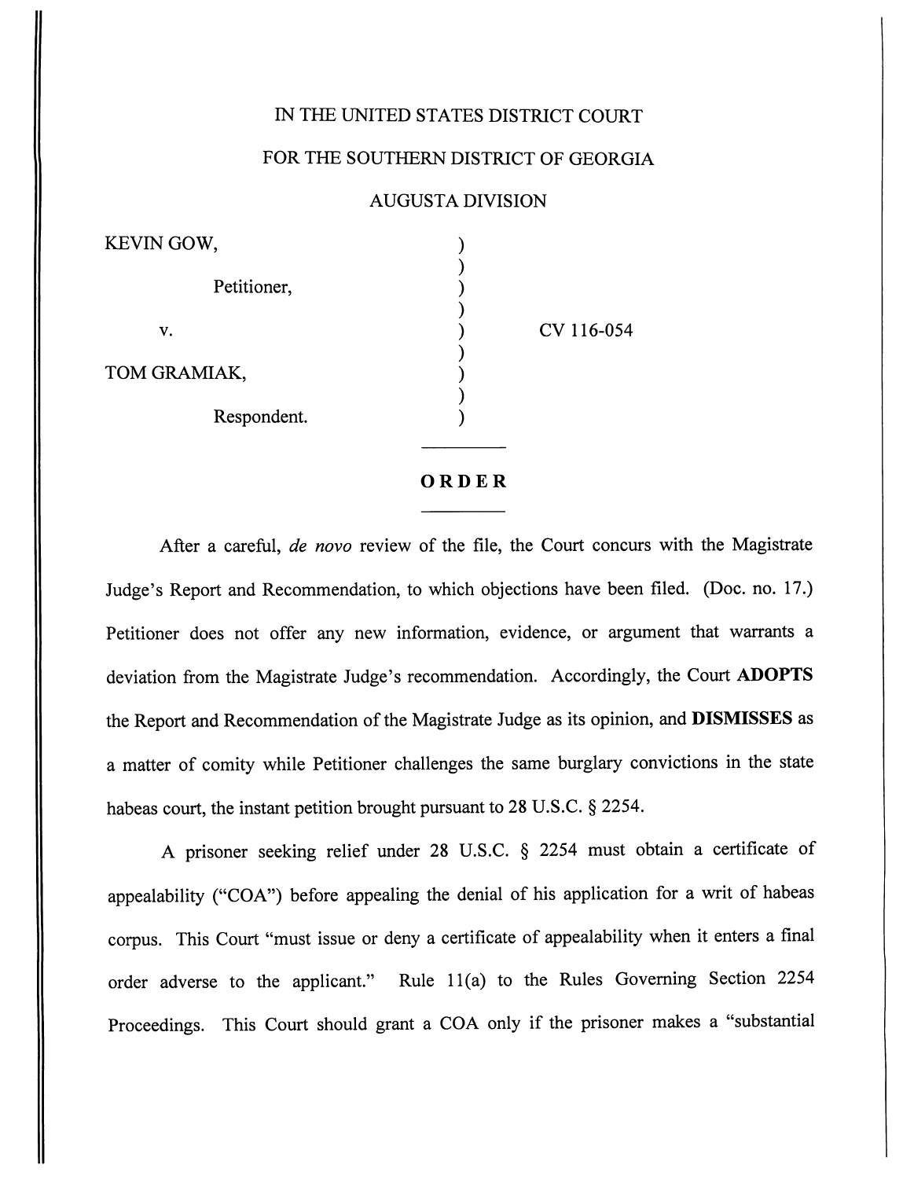IN THE UNITED STATES DISTRICT COURT

FOR THE SOUTHERN DISTRICT OF GEORGIA

AUGUSTA DIVISION

| | | |
|---|---|---|
| KEVIN GOW, | ) | |
| Petitioner, | ) | |
| v. | ) | CV 116-054 |
| TOM GRAMIAK, | ) | |
| Respondent. | ) | |

**ORDER**

After a careful, *de novo* review of the file, the Court concurs with the Magistrate Judge's Report and Recommendation, to which objections have been filed. (Doc. no. 17.) Petitioner does not offer any new information, evidence, or argument that warrants a deviation from the Magistrate Judge's recommendation. Accordingly, the Court **ADOPTS** the Report and Recommendation of the Magistrate Judge as its opinion, and **DISMISSES** as a matter of comity while Petitioner challenges the same burglary convictions in the state habeas court, the instant petition brought pursuant to 28 U.S.C. § 2254.

A prisoner seeking relief under 28 U.S.C. § 2254 must obtain a certificate of appealability ("COA") before appealing the denial of his application for a writ of habeas corpus. This Court "must issue or deny a certificate of appealability when it enters a final order adverse to the applicant." Rule 11(a) to the Rules Governing Section 2254 Proceedings. This Court should grant a COA only if the prisoner makes a "substantial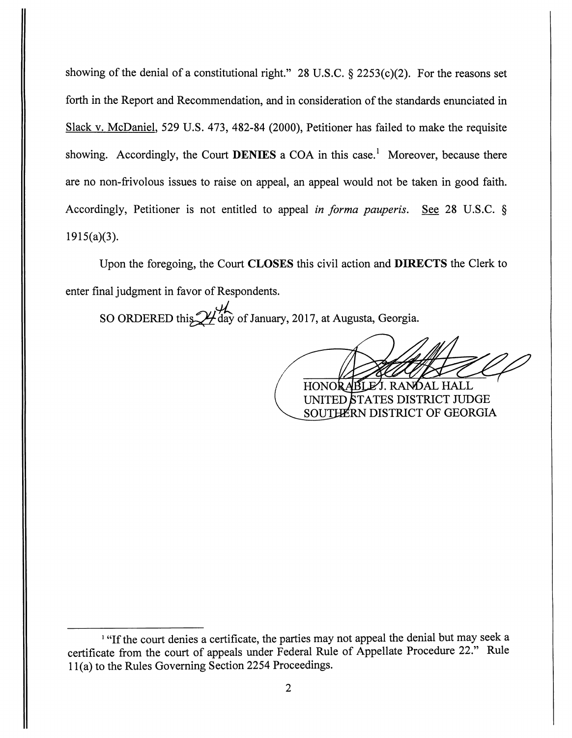showing of the denial of a constitutional right." 28 U.S.C. § 2253(c)(2). For the reasons set forth in the Report and Recommendation, and in consideration of the standards enunciated in Slack v. McDaniel, 529 U.S. 473, 482-84 (2000), Petitioner has failed to make the requisite showing. Accordingly, the Court **DENIES** a COA in this case.[1] Moreover, because there are no non-frivolous issues to raise on appeal, an appeal would not be taken in good faith. Accordingly, Petitioner is not entitled to appeal *in forma pauperis*. See 28 U.S.C. § 1915(a)(3).

Upon the foregoing, the Court **CLOSES** this civil action and **DIRECTS** the Clerk to enter final judgment in favor of Respondents.

SO ORDERED this 24th day of January, 2017, at Augusta, Georgia.

HONORABLE J. RANDAL HALL
UNITED STATES DISTRICT JUDGE
SOUTHERN DISTRICT OF GEORGIA

---

[1] "If the court denies a certificate, the parties may not appeal the denial but may seek a certificate from the court of appeals under Federal Rule of Appellate Procedure 22." Rule 11(a) to the Rules Governing Section 2254 Proceedings.